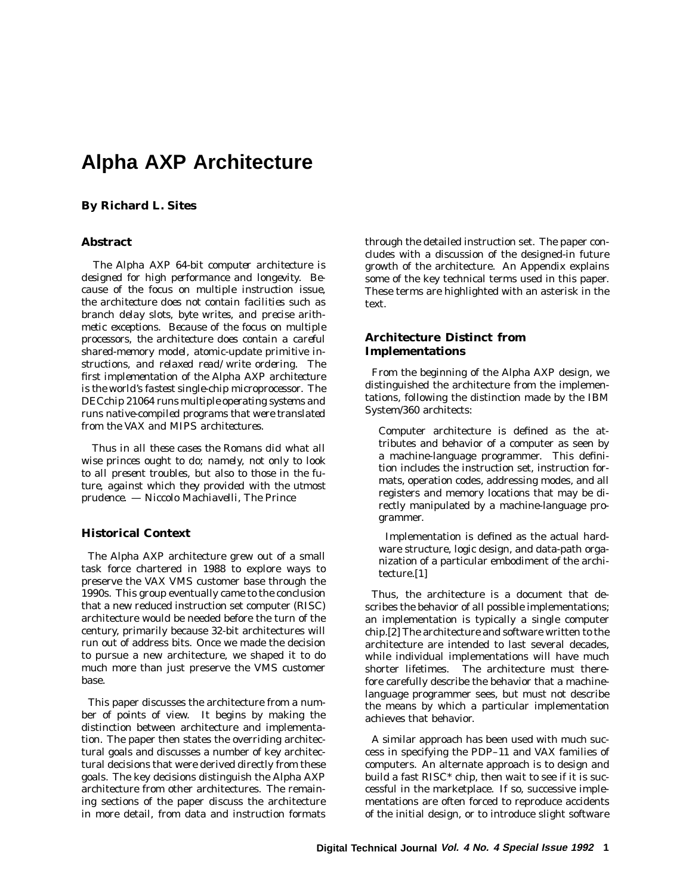# Alpha AXP Architecture

**By Richard L. Sites**

### Abstract

*The Alpha AXP 64-bit computer architecture is designed for high performance and longevity. Because of the focus on multiple instruction issue, the architecture does not contain facilities such as branch delay slots, byte writes, and precise arithmetic exceptions. Because of the focus on multiple processors, the architecture does contain a careful shared-memory model, atomic-update primitive instructions, and relaxed read/write ordering. The first implementation of the Alpha AXP architecture is the world's fastest single-chip microprocessor. The DECchip 21064 runs multiple operating systems and runs native-compiled programs that were translated from the VAX and MIPS architectures.*

*Thus in all these cases the Romans did what all wise princes ought to do; namely, not only to look to all present troubles, but also to those in the future, against which they provided with the utmost prudence. — Niccolo Machiavelli, The Prince*

### Historical Context

The Alpha AXP architecture grew out of a small task force chartered in 1988 to explore ways to preserve the VAX VMS customer base through the 1990s. This group eventually came to the conclusion that a new reduced instruction set computer (RISC) architecture would be needed before the turn of the century, primarily because 32-bit architectures will run out of address bits. Once we made the decision to pursue a new architecture, we shaped it to do much more than just preserve the VMS customer base.

This paper discusses the architecture from a number of points of view. It begins by making the distinction between architecture and implementation. The paper then states the overriding architectural goals and discusses a number of key architectural decisions that were derived directly from these goals. The key decisions distinguish the Alpha AXP architecture from other architectures. The remaining sections of the paper discuss the architecture in more detail, from data and instruction formats through the detailed instruction set. The paper concludes with a discussion of the designed-in future growth of the architecture. An Appendix explains some of the key technical terms used in this paper. These terms are highlighted with an asterisk in the text.

### Architecture Distinct from Implementations

From the beginning of the Alpha AXP design, we distinguished the architecture from the implementations, following the distinction made by the IBM System/360 architects:

> Computer architecture is defined as the attributes and behavior of a computer as seen by a machine-language programmer. This definition includes the instruction set, instruction formats, operation codes, addressing modes, and all registers and memory locations that may be directly manipulated by a machine-language programmer.
>
> Implementation is defined as the actual hardware structure, logic design, and data-path organization of a particular embodiment of the architecture.[1]

Thus, the architecture is a document that describes the behavior of all possible implementations; an implementation is typically a single computer chip.[2] The architecture and software written to the architecture are intended to last several decades, while individual implementations will have much shorter lifetimes. The architecture must therefore carefully describe the behavior that a machine-language programmer sees, but must not describe the means by which a particular implementation achieves that behavior.

A similar approach has been used with much success in specifying the PDP–11 and VAX families of computers. An alternate approach is to design and build a fast RISC* chip, then wait to see if it is successful in the marketplace. If so, successive implementations are often forced to reproduce accidents of the initial design, or to introduce slight software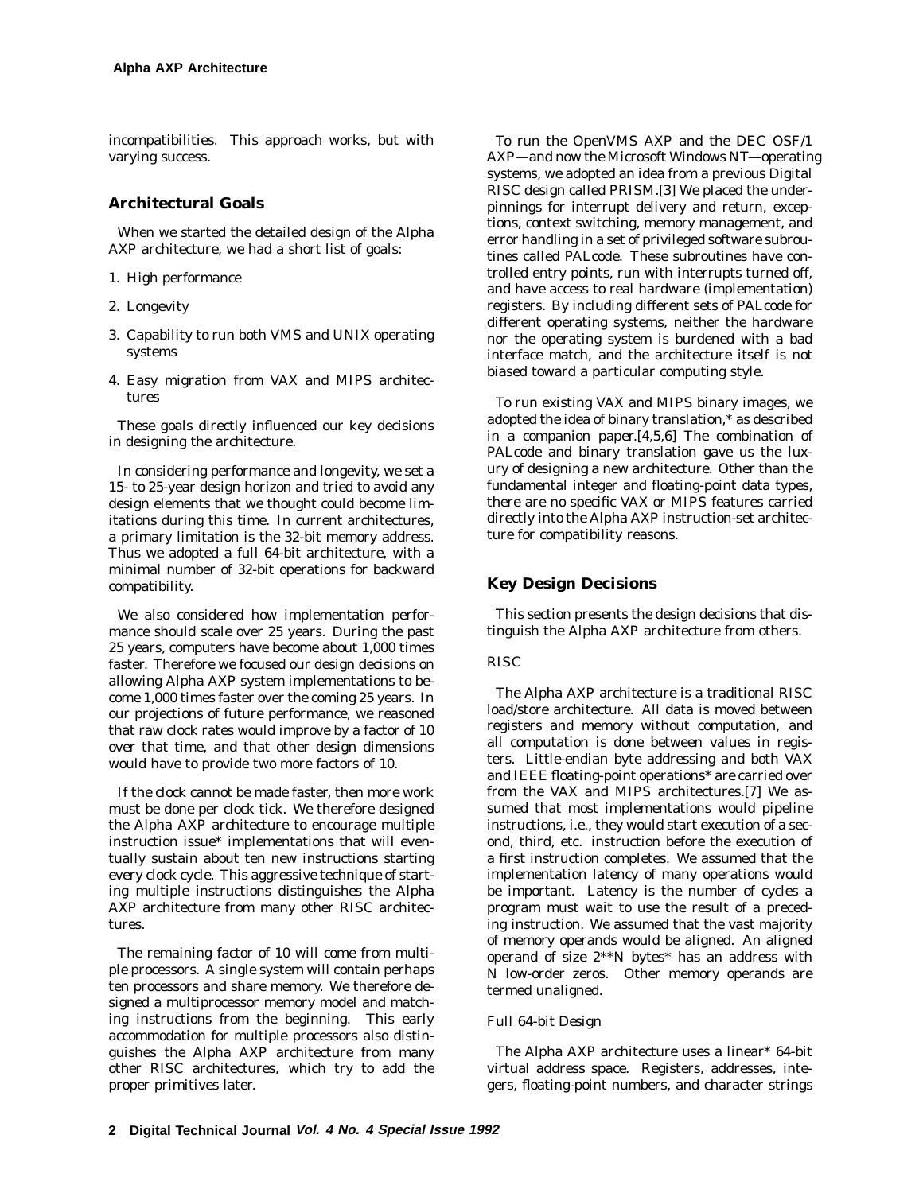incompatibilities. This approach works, but with varying success.

## Architectural Goals

When we started the detailed design of the Alpha AXP architecture, we had a short list of goals:

1. High performance
2. Longevity
3. Capability to run both VMS and UNIX operating systems
4. Easy migration from VAX and MIPS architectures

These goals directly influenced our key decisions in designing the architecture.

In considering performance and longevity, we set a 15- to 25-year design horizon and tried to avoid any design elements that we thought could become limitations during this time. In current architectures, a primary limitation is the 32-bit memory address. Thus we adopted a full 64-bit architecture, with a minimal number of 32-bit operations for backward compatibility.

We also considered how implementation performance should scale over 25 years. During the past 25 years, computers have become about 1,000 times faster. Therefore we focused our design decisions on allowing Alpha AXP system implementations to become 1,000 times faster over the coming 25 years. In our projections of future performance, we reasoned that raw clock rates would improve by a factor of 10 over that time, and that other design dimensions would have to provide two more factors of 10.

If the clock cannot be made faster, then more work must be done per clock tick. We therefore designed the Alpha AXP architecture to encourage multiple instruction issue* implementations that will eventually sustain about ten new instructions starting every clock cycle. This aggressive technique of starting multiple instructions distinguishes the Alpha AXP architecture from many other RISC architectures.

The remaining factor of 10 will come from multiple processors. A single system will contain perhaps ten processors and share memory. We therefore designed a multiprocessor memory model and matching instructions from the beginning. This early accommodation for multiple processors also distinguishes the Alpha AXP architecture from many other RISC architectures, which try to add the proper primitives later.

To run the OpenVMS AXP and the DEC OSF/1 AXP—and now the Microsoft Windows NT—operating systems, we adopted an idea from a previous Digital RISC design called PRISM.[3] We placed the underpinnings for interrupt delivery and return, exceptions, context switching, memory management, and error handling in a set of privileged software subroutines called PALcode. These subroutines have controlled entry points, run with interrupts turned off, and have access to real hardware (implementation) registers. By including different sets of PALcode for different operating systems, neither the hardware nor the operating system is burdened with a bad interface match, and the architecture itself is not biased toward a particular computing style.

To run existing VAX and MIPS binary images, we adopted the idea of binary translation,* as described in a companion paper.[4,5,6] The combination of PALcode and binary translation gave us the luxury of designing a new architecture. Other than the fundamental integer and floating-point data types, there are no specific VAX or MIPS features carried directly into the Alpha AXP instruction-set architecture for compatibility reasons.

## Key Design Decisions

This section presents the design decisions that distinguish the Alpha AXP architecture from others.

### RISC

The Alpha AXP architecture is a traditional RISC load/store architecture. All data is moved between registers and memory without computation, and all computation is done between values in registers. Little-endian byte addressing and both VAX and IEEE floating-point operations* are carried over from the VAX and MIPS architectures.[7] We assumed that most implementations would pipeline instructions, i.e., they would start execution of a second, third, etc. instruction before the execution of a first instruction completes. We assumed that the implementation latency of many operations would be important. Latency is the number of cycles a program must wait to use the result of a preceding instruction. We assumed that the vast majority of memory operands would be aligned. An aligned operand of size 2**N bytes* has an address with N low-order zeros. Other memory operands are termed unaligned.

### Full 64-bit Design

The Alpha AXP architecture uses a linear* 64-bit virtual address space. Registers, addresses, integers, floating-point numbers, and character strings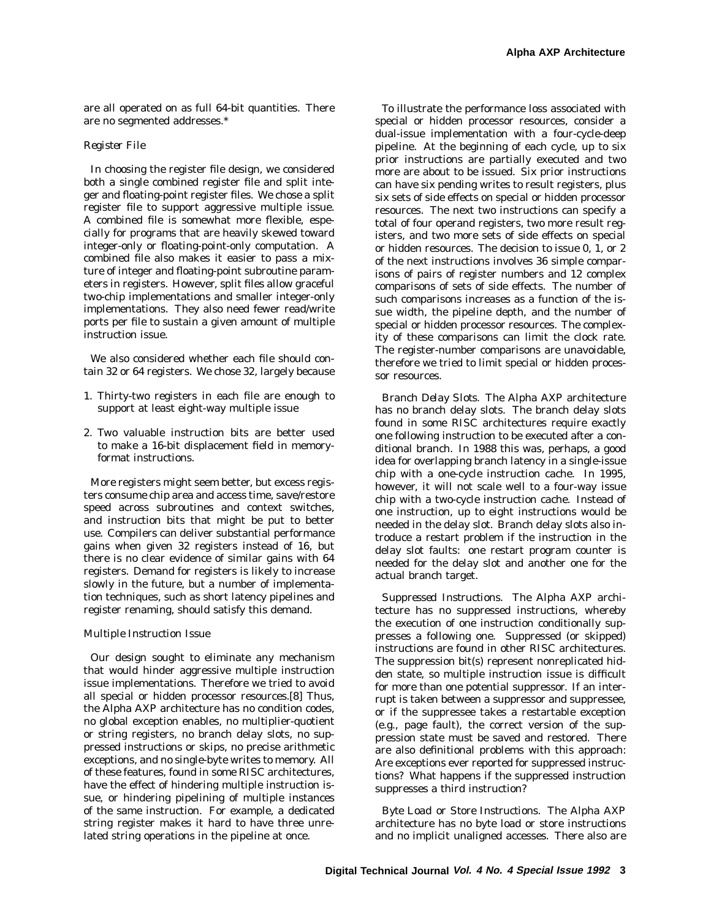are all operated on as full 64-bit quantities. There are no segmented addresses.*

### Register File

In choosing the register file design, we considered both a single combined register file and split integer and floating-point register files. We chose a split register file to support aggressive multiple issue. A combined file is somewhat more flexible, especially for programs that are heavily skewed toward integer-only or floating-point-only computation. A combined file also makes it easier to pass a mixture of integer and floating-point subroutine parameters in registers. However, split files allow graceful two-chip implementations and smaller integer-only implementations. They also need fewer read/write ports per file to sustain a given amount of multiple instruction issue.

We also considered whether each file should contain 32 or 64 registers. We chose 32, largely because

1. Thirty-two registers in each file are enough to support at least eight-way multiple issue
2. Two valuable instruction bits are better used to make a 16-bit displacement field in memory-format instructions.

More registers might seem better, but excess registers consume chip area and access time, save/restore speed across subroutines and context switches, and instruction bits that might be put to better use. Compilers can deliver substantial performance gains when given 32 registers instead of 16, but there is no clear evidence of similar gains with 64 registers. Demand for registers is likely to increase slowly in the future, but a number of implementation techniques, such as short latency pipelines and register renaming, should satisfy this demand.

### Multiple Instruction Issue

Our design sought to eliminate any mechanism that would hinder aggressive multiple instruction issue implementations. Therefore we tried to avoid all special or hidden processor resources.[8] Thus, the Alpha AXP architecture has no condition codes, no global exception enables, no multiplier-quotient or string registers, no branch delay slots, no suppressed instructions or skips, no precise arithmetic exceptions, and no single-byte writes to memory. All of these features, found in some RISC architectures, have the effect of hindering multiple instruction issue, or hindering pipelining of multiple instances of the same instruction. For example, a dedicated string register makes it hard to have three unrelated string operations in the pipeline at once.

To illustrate the performance loss associated with special or hidden processor resources, consider a dual-issue implementation with a four-cycle-deep pipeline. At the beginning of each cycle, up to six prior instructions are partially executed and two more are about to be issued. Six prior instructions can have six pending writes to result registers, plus six sets of side effects on special or hidden processor resources. The next two instructions can specify a total of four operand registers, two more result registers, and two more sets of side effects on special or hidden resources. The decision to issue 0, 1, or 2 of the next instructions involves 36 simple comparisons of pairs of register numbers and 12 complex comparisons of sets of side effects. The number of such comparisons increases as a function of the issue width, the pipeline depth, and the number of special or hidden processor resources. The complexity of these comparisons can limit the clock rate. The register-number comparisons are unavoidable, therefore we tried to limit special or hidden processor resources.

*Branch Delay Slots.* The Alpha AXP architecture has no branch delay slots. The branch delay slots found in some RISC architectures require exactly one following instruction to be executed after a conditional branch. In 1988 this was, perhaps, a good idea for overlapping branch latency in a single-issue chip with a one-cycle instruction cache. In 1995, however, it will not scale well to a four-way issue chip with a two-cycle instruction cache. Instead of one instruction, up to eight instructions would be needed in the delay slot. Branch delay slots also introduce a restart problem if the instruction in the delay slot faults: one restart program counter is needed for the delay slot and another one for the actual branch target.

*Suppressed Instructions.* The Alpha AXP architecture has no suppressed instructions, whereby the execution of one instruction conditionally suppresses a following one. Suppressed (or skipped) instructions are found in other RISC architectures. The suppression bit(s) represent nonreplicated hidden state, so multiple instruction issue is difficult for more than one potential suppressor. If an interrupt is taken between a suppressor and suppressee, or if the suppressee takes a restartable exception (e.g., page fault), the correct version of the suppression state must be saved and restored. There are also definitional problems with this approach: Are exceptions ever reported for suppressed instructions? What happens if the suppressed instruction suppresses a third instruction?

*Byte Load or Store Instructions.* The Alpha AXP architecture has no byte load or store instructions and no implicit unaligned accesses. There also are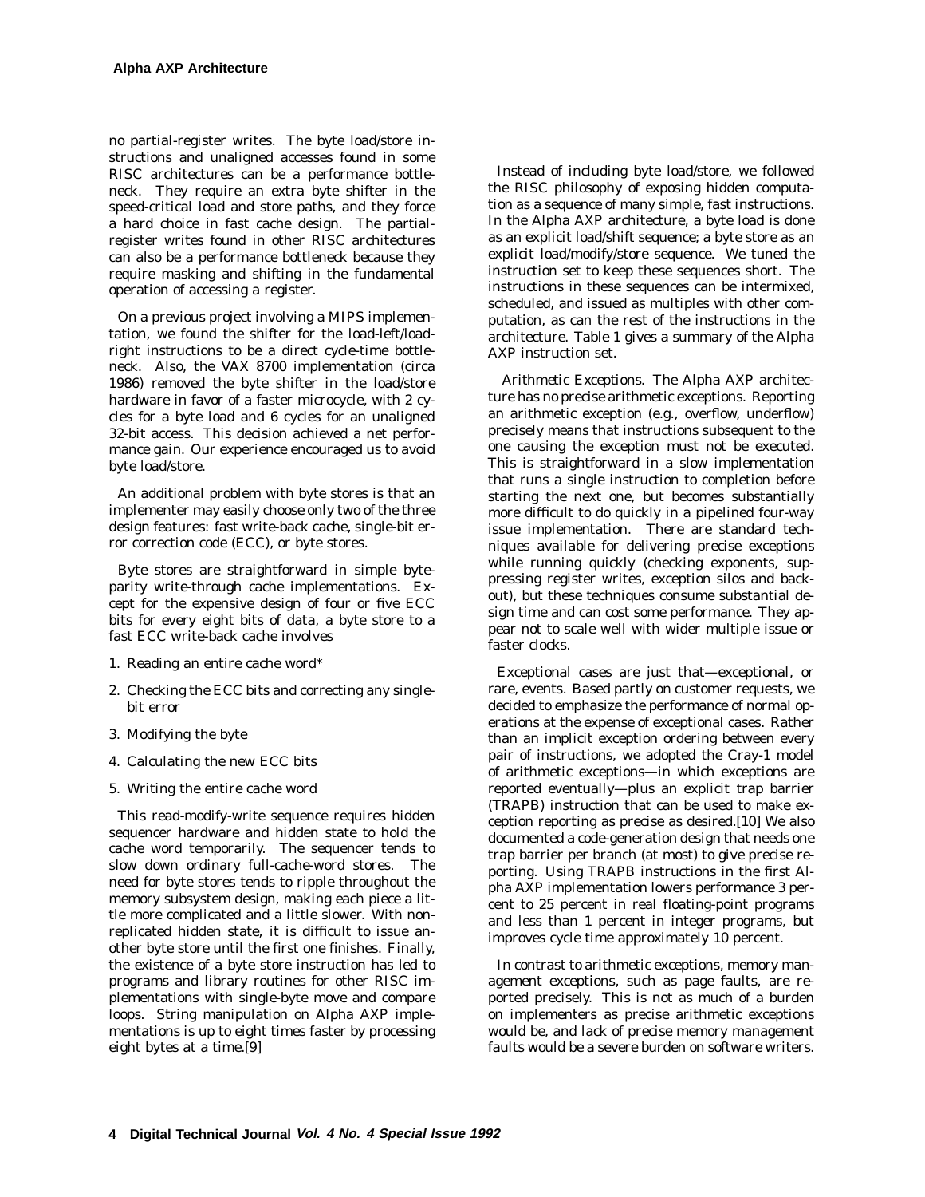no partial-register writes. The byte load/store instructions and unaligned accesses found in some RISC architectures can be a performance bottleneck. They require an extra byte shifter in the speed-critical load and store paths, and they force a hard choice in fast cache design. The partial-register writes found in other RISC architectures can also be a performance bottleneck because they require masking and shifting in the fundamental operation of accessing a register.

On a previous project involving a MIPS implementation, we found the shifter for the load-left/load-right instructions to be a direct cycle-time bottleneck. Also, the VAX 8700 implementation (circa 1986) removed the byte shifter in the load/store hardware in favor of a faster microcycle, with 2 cycles for a byte load and 6 cycles for an unaligned 32-bit access. This decision achieved a net performance gain. Our experience encouraged us to avoid byte load/store.

An additional problem with byte stores is that an implementer may easily choose only two of the three design features: fast write-back cache, single-bit error correction code (ECC), or byte stores.

Byte stores are straightforward in simple byte-parity write-through cache implementations. Except for the expensive design of four or five ECC bits for every eight bits of data, a byte store to a fast ECC write-back cache involves

1. Reading an entire cache word*
2. Checking the ECC bits and correcting any single-bit error
3. Modifying the byte
4. Calculating the new ECC bits
5. Writing the entire cache word

This read-modify-write sequence requires hidden sequencer hardware and hidden state to hold the cache word temporarily. The sequencer tends to slow down ordinary full-cache-word stores. The need for byte stores tends to ripple throughout the memory subsystem design, making each piece a little more complicated and a little slower. With non-replicated hidden state, it is difficult to issue another byte store until the first one finishes. Finally, the existence of a byte store instruction has led to programs and library routines for other RISC implementations with single-byte move and compare loops. String manipulation on Alpha AXP implementations is up to eight times faster by processing eight bytes at a time.[9]

Instead of including byte load/store, we followed the RISC philosophy of exposing hidden computation as a sequence of many simple, fast instructions. In the Alpha AXP architecture, a byte load is done as an explicit load/shift sequence; a byte store as an explicit load/modify/store sequence. We tuned the instruction set to keep these sequences short. The instructions in these sequences can be intermixed, scheduled, and issued as multiples with other computation, as can the rest of the instructions in the architecture. Table 1 gives a summary of the Alpha AXP instruction set.

*Arithmetic Exceptions.* The Alpha AXP architecture has no precise arithmetic exceptions. Reporting an arithmetic exception (e.g., overflow, underflow) precisely means that instructions subsequent to the one causing the exception must not be executed. This is straightforward in a slow implementation that runs a single instruction to completion before starting the next one, but becomes substantially more difficult to do quickly in a pipelined four-way issue implementation. There are standard techniques available for delivering precise exceptions while running quickly (checking exponents, suppressing register writes, exception silos and backout), but these techniques consume substantial design time and can cost some performance. They appear not to scale well with wider multiple issue or faster clocks.

Exceptional cases are just that—exceptional, or rare, events. Based partly on customer requests, we decided to emphasize the performance of normal operations at the expense of exceptional cases. Rather than an implicit exception ordering between every pair of instructions, we adopted the Cray-1 model of arithmetic exceptions—in which exceptions are reported eventually—plus an explicit trap barrier (TRAPB) instruction that can be used to make exception reporting as precise as desired.[10] We also documented a code-generation design that needs one trap barrier per branch (at most) to give precise reporting. Using TRAPB instructions in the first Alpha AXP implementation lowers performance 3 percent to 25 percent in real floating-point programs and less than 1 percent in integer programs, but improves cycle time approximately 10 percent.

In contrast to arithmetic exceptions, memory management exceptions, such as page faults, are reported precisely. This is not as much of a burden on implementers as precise arithmetic exceptions would be, and lack of precise memory management faults would be a severe burden on software writers.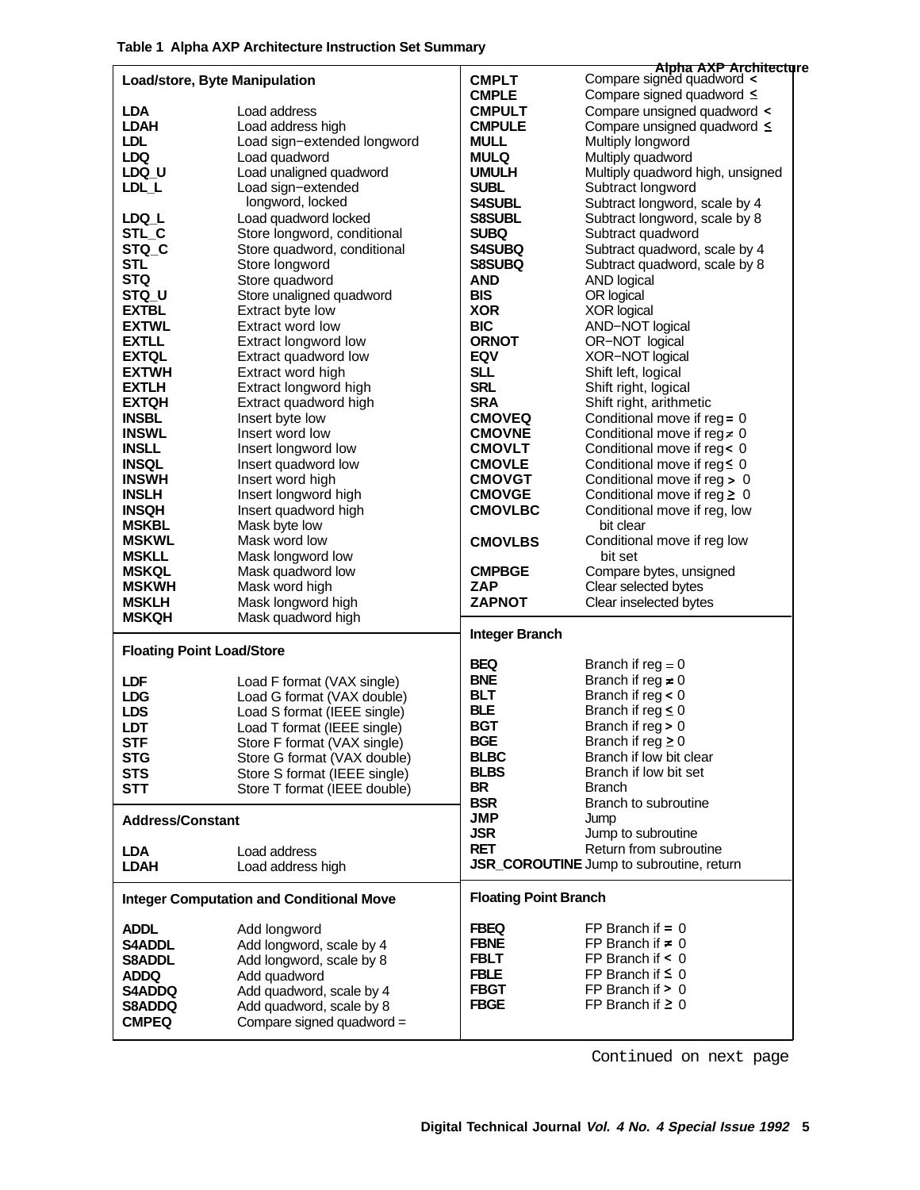**Table 1 Alpha AXP Architecture Instruction Set Summary**

| Instruction | Description |
|---|---|
| **Load/store, Byte Manipulation** | |
| **LDA** | Load address |
| **LDAH** | Load address high |
| **LDL** | Load sign−extended longword |
| **LDQ** | Load quadword |
| **LDQ_U** | Load unaligned quadword |
| **LDL_L** | Load sign−extended longword, locked |
| **LDQ_L** | Load quadword locked |
| **STL_C** | Store longword, conditional |
| **STQ_C** | Store quadword, conditional |
| **STL** | Store longword |
| **STQ** | Store quadword |
| **STQ_U** | Store unaligned quadword |
| **EXTBL** | Extract byte low |
| **EXTWL** | Extract word low |
| **EXTLL** | Extract longword low |
| **EXTQL** | Extract quadword low |
| **EXTWH** | Extract word high |
| **EXTLH** | Extract longword high |
| **EXTQH** | Extract quadword high |
| **INSBL** | Insert byte low |
| **INSWL** | Insert word low |
| **INSLL** | Insert longword low |
| **INSQL** | Insert quadword low |
| **INSWH** | Insert word high |
| **INSLH** | Insert longword high |
| **INSQH** | Insert quadword high |
| **MSKBL** | Mask byte low |
| **MSKWL** | Mask word low |
| **MSKLL** | Mask longword low |
| **MSKQL** | Mask quadword low |
| **MSKWH** | Mask word high |
| **MSKLH** | Mask longword high |
| **MSKQH** | Mask quadword high |
| **Floating Point Load/Store** | |
| **LDF** | Load F format (VAX single) |
| **LDG** | Load G format (VAX double) |
| **LDS** | Load S format (IEEE single) |
| **LDT** | Load T format (IEEE single) |
| **STF** | Store F format (VAX single) |
| **STG** | Store G format (VAX double) |
| **STS** | Store S format (IEEE single) |
| **STT** | Store T format (IEEE double) |
| **Address/Constant** | |
| **LDA** | Load address |
| **LDAH** | Load address high |
| **Integer Computation and Conditional Move** | |
| **ADDL** | Add longword |
| **S4ADDL** | Add longword, scale by 4 |
| **S8ADDL** | Add longword, scale by 8 |
| **ADDQ** | Add quadword |
| **S4ADDQ** | Add quadword, scale by 4 |
| **S8ADDQ** | Add quadword, scale by 8 |
| **CMPEQ** | Compare signed quadword = |
| **CMPLT** | Compare signed quadword < |
| **CMPLE** | Compare signed quadword ≤ |
| **CMPULT** | Compare unsigned quadword < |
| **CMPULE** | Compare unsigned quadword ≤ |
| **MULL** | Multiply longword |
| **MULQ** | Multiply quadword |
| **UMULH** | Multiply quadword high, unsigned |
| **SUBL** | Subtract longword |
| **S4SUBL** | Subtract longword, scale by 4 |
| **S8SUBL** | Subtract longword, scale by 8 |
| **SUBQ** | Subtract quadword |
| **S4SUBQ** | Subtract quadword, scale by 4 |
| **S8SUBQ** | Subtract quadword, scale by 8 |
| **AND** | AND logical |
| **BIS** | OR logical |
| **XOR** | XOR logical |
| **BIC** | AND−NOT logical |
| **ORNOT** | OR−NOT logical |
| **EQV** | XOR−NOT logical |
| **SLL** | Shift left, logical |
| **SRL** | Shift right, logical |
| **SRA** | Shift right, arithmetic |
| **CMOVEQ** | Conditional move if reg = 0 |
| **CMOVNE** | Conditional move if reg ≠ 0 |
| **CMOVLT** | Conditional move if reg < 0 |
| **CMOVLE** | Conditional move if reg ≤ 0 |
| **CMOVGT** | Conditional move if reg > 0 |
| **CMOVGE** | Conditional move if reg ≥ 0 |
| **CMOVLBC** | Conditional move if reg, low bit clear |
| **CMOVLBS** | Conditional move if reg low bit set |
| **CMPBGE** | Compare bytes, unsigned |
| **ZAP** | Clear selected bytes |
| **ZAPNOT** | Clear inselected bytes |
| **Integer Branch** | |
| **BEQ** | Branch if reg = 0 |
| **BNE** | Branch if reg ≠ 0 |
| **BLT** | Branch if reg < 0 |
| **BLE** | Branch if reg ≤ 0 |
| **BGT** | Branch if reg > 0 |
| **BGE** | Branch if reg ≥ 0 |
| **BLBC** | Branch if low bit clear |
| **BLBS** | Branch if low bit set |
| **BR** | Branch |
| **BSR** | Branch to subroutine |
| **JMP** | Jump |
| **JSR** | Jump to subroutine |
| **RET** | Return from subroutine |
| **JSR_COROUTINE** | Jump to subroutine, return |
| **Floating Point Branch** | |
| **FBEQ** | FP Branch if = 0 |
| **FBNE** | FP Branch if ≠ 0 |
| **FBLT** | FP Branch if < 0 |
| **FBLE** | FP Branch if ≤ 0 |
| **FBGT** | FP Branch if > 0 |
| **FBGE** | FP Branch if ≥ 0 |

Continued on next page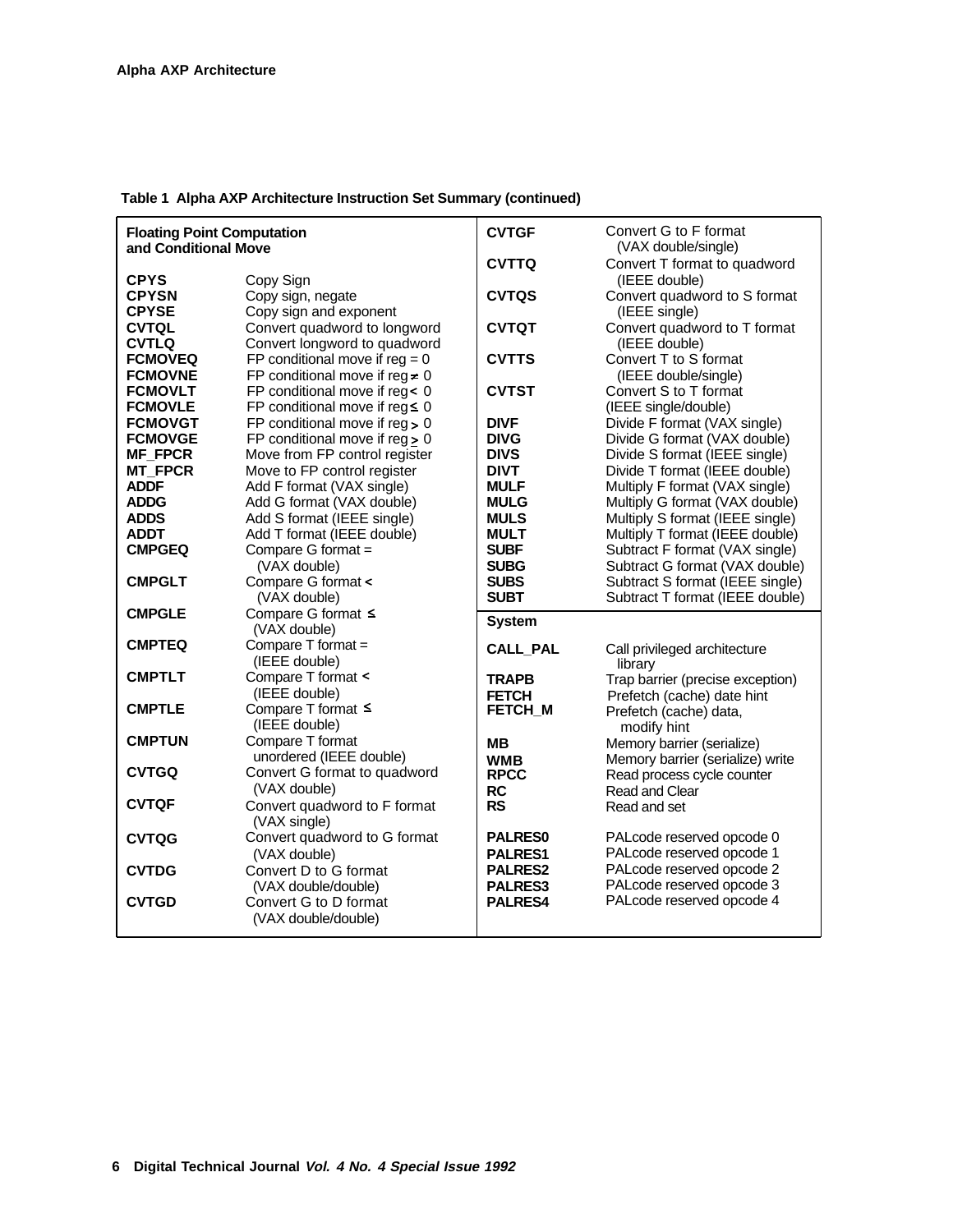**Table 1 Alpha AXP Architecture Instruction Set Summary (continued)**

| Instruction | Description |
|---|---|
| **Floating Point Computation and Conditional Move** | |
| **CPYS** | Copy Sign |
| **CPYSN** | Copy sign, negate |
| **CPYSE** | Copy sign and exponent |
| **CVTQL** | Convert quadword to longword |
| **CVTLQ** | Convert longword to quadword |
| **FCMOVEQ** | FP conditional move if reg = 0 |
| **FCMOVNE** | FP conditional move if reg ≠ 0 |
| **FCMOVLT** | FP conditional move if reg < 0 |
| **FCMOVLE** | FP conditional move if reg ≤ 0 |
| **FCMOVGT** | FP conditional move if reg > 0 |
| **FCMOVGE** | FP conditional move if reg ≥ 0 |
| **MF_FPCR** | Move from FP control register |
| **MT_FPCR** | Move to FP control register |
| **ADDF** | Add F format (VAX single) |
| **ADDG** | Add G format (VAX double) |
| **ADDS** | Add S format (IEEE single) |
| **ADDT** | Add T format (IEEE double) |
| **CMPGEQ** | Compare G format = (VAX double) |
| **CMPGLT** | Compare G format < (VAX double) |
| **CMPGLE** | Compare G format ≤ (VAX double) |
| **CMPTEQ** | Compare T format = (IEEE double) |
| **CMPTLT** | Compare T format < (IEEE double) |
| **CMPTLE** | Compare T format ≤ (IEEE double) |
| **CMPTUN** | Compare T format unordered (IEEE double) |
| **CVTGQ** | Convert G format to quadword (VAX double) |
| **CVTQF** | Convert quadword to F format (VAX single) |
| **CVTQG** | Convert quadword to G format (VAX double) |
| **CVTDG** | Convert D to G format (VAX double/double) |
| **CVTGD** | Convert G to D format (VAX double/double) |
| **CVTGF** | Convert G to F format (VAX double/single) |
| **CVTTQ** | Convert T format to quadword (IEEE double) |
| **CVTQS** | Convert quadword to S format (IEEE single) |
| **CVTQT** | Convert quadword to T format (IEEE double) |
| **CVTTS** | Convert T to S format (IEEE double/single) |
| **CVTST** | Convert S to T format (IEEE single/double) |
| **DIVF** | Divide F format (VAX single) |
| **DIVG** | Divide G format (VAX double) |
| **DIVS** | Divide S format (IEEE single) |
| **DIVT** | Divide T format (IEEE double) |
| **MULF** | Multiply F format (VAX single) |
| **MULG** | Multiply G format (VAX double) |
| **MULS** | Multiply S format (IEEE single) |
| **MULT** | Multiply T format (IEEE double) |
| **SUBF** | Subtract F format (VAX single) |
| **SUBG** | Subtract G format (VAX double) |
| **SUBS** | Subtract S format (IEEE single) |
| **SUBT** | Subtract T format (IEEE double) |
| **System** | |
| **CALL_PAL** | Call privileged architecture library |
| **TRAPB** | Trap barrier (precise exception) |
| **FETCH** | Prefetch (cache) date hint |
| **FETCH_M** | Prefetch (cache) data, modify hint |
| **MB** | Memory barrier (serialize) |
| **WMB** | Memory barrier (serialize) write |
| **RPCC** | Read process cycle counter |
| **RC** | Read and Clear |
| **RS** | Read and set |
| **PALRES0** | PALcode reserved opcode 0 |
| **PALRES1** | PALcode reserved opcode 1 |
| **PALRES2** | PALcode reserved opcode 2 |
| **PALRES3** | PALcode reserved opcode 3 |
| **PALRES4** | PALcode reserved opcode 4 |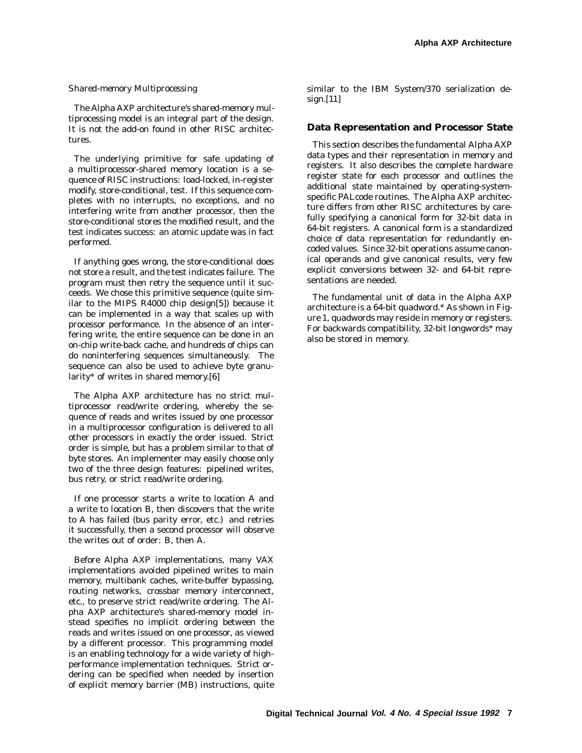*Shared-memory Multiprocessing*

The Alpha AXP architecture's shared-memory multiprocessing model is an integral part of the design. It is not the add-on found in other RISC architectures.

The underlying primitive for safe updating of a multiprocessor-shared memory location is a sequence of RISC instructions: load-locked, in-register modify, store-conditional, test. If this sequence completes with no interrupts, no exceptions, and no interfering write from another processor, then the store-conditional stores the modified result, and the test indicates success: an atomic update was in fact performed.

If anything goes wrong, the store-conditional does not store a result, and the test indicates failure. The program must then retry the sequence until it succeeds. We chose this primitive sequence (quite similar to the MIPS R4000 chip design[5]) because it can be implemented in a way that scales up with processor performance. In the absence of an interfering write, the entire sequence can be done in an on-chip write-back cache, and hundreds of chips can do noninterfering sequences simultaneously. The sequence can also be used to achieve byte granularity* of writes in shared memory.[6]

The Alpha AXP architecture has no strict multiprocessor read/write ordering, whereby the sequence of reads and writes issued by one processor in a multiprocessor configuration is delivered to all other processors in exactly the order issued. Strict order is simple, but has a problem similar to that of byte stores. An implementer may easily choose only two of the three design features: pipelined writes, bus retry, or strict read/write ordering.

If one processor starts a write to location A and a write to location B, then discovers that the write to A has failed (bus parity error, etc.) and retries it successfully, then a second processor will observe the writes out of order: B, then A.

Before Alpha AXP implementations, many VAX implementations avoided pipelined writes to main memory, multibank caches, write-buffer bypassing, routing networks, crossbar memory interconnect, etc., to preserve strict read/write ordering. The Alpha AXP architecture's shared-memory model instead specifies no implicit ordering between the reads and writes issued on one processor, as viewed by a different processor. This programming model is an enabling technology for a wide variety of high-performance implementation techniques. Strict ordering can be specified when needed by insertion of explicit memory barrier (MB) instructions, quite similar to the IBM System/370 serialization design.[11]

## Data Representation and Processor State

This section describes the fundamental Alpha AXP data types and their representation in memory and registers. It also describes the complete hardware register state for each processor and outlines the additional state maintained by operating-system-specific PALcode routines. The Alpha AXP architecture differs from other RISC architectures by carefully specifying a canonical form for 32-bit data in 64-bit registers. A canonical form is a standardized choice of data representation for redundantly encoded values. Since 32-bit operations assume canonical operands and give canonical results, very few explicit conversions between 32- and 64-bit representations are needed.

The fundamental unit of data in the Alpha AXP architecture is a 64-bit quadword.* As shown in Figure 1, quadwords may reside in memory or registers. For backwards compatibility, 32-bit longwords* may also be stored in memory.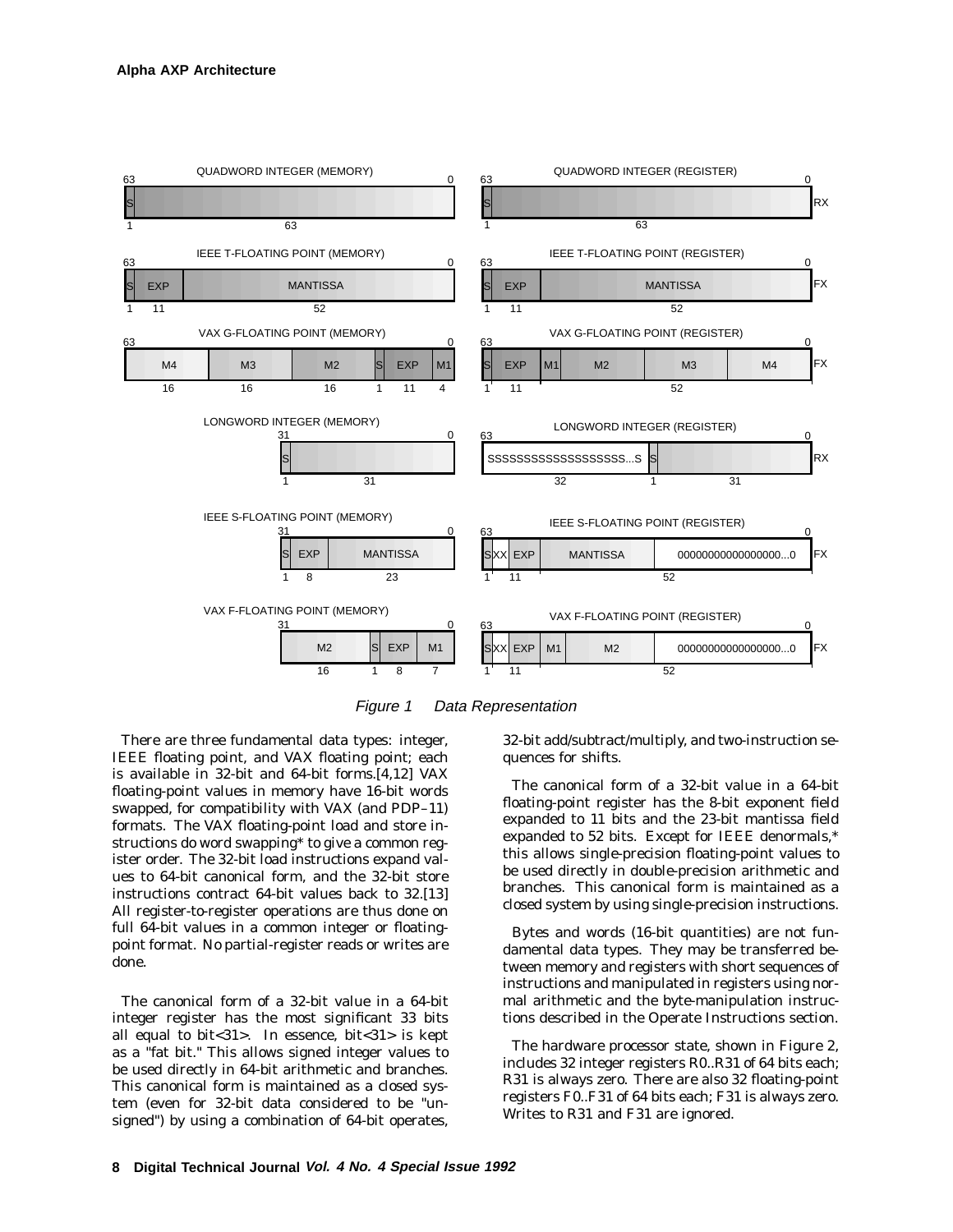Figure 1 Data Representation

There are three fundamental data types: integer, IEEE floating point, and VAX floating point; each is available in 32-bit and 64-bit forms.[4,12] VAX floating-point values in memory have 16-bit words swapped, for compatibility with VAX (and PDP–11) formats. The VAX floating-point load and store instructions do word swapping* to give a common register order. The 32-bit load instructions expand values to 64-bit canonical form, and the 32-bit store instructions contract 64-bit values back to 32.[13] All register-to-register operations are thus done on full 64-bit values in a common integer or floating-point format. No partial-register reads or writes are done.

The canonical form of a 32-bit value in a 64-bit integer register has the most significant 33 bits all equal to bit<31>. In essence, bit<31> is kept as a "fat bit." This allows signed integer values to be used directly in 64-bit arithmetic and branches. This canonical form is maintained as a closed system (even for 32-bit data considered to be "unsigned") by using a combination of 64-bit operates, 32-bit add/subtract/multiply, and two-instruction sequences for shifts.

The canonical form of a 32-bit value in a 64-bit floating-point register has the 8-bit exponent field expanded to 11 bits and the 23-bit mantissa field expanded to 52 bits. Except for IEEE denormals,* this allows single-precision floating-point values to be used directly in double-precision arithmetic and branches. This canonical form is maintained as a closed system by using single-precision instructions.

Bytes and words (16-bit quantities) are not fundamental data types. They may be transferred between memory and registers with short sequences of instructions and manipulated in registers using normal arithmetic and the byte-manipulation instructions described in the Operate Instructions section.

The hardware processor state, shown in Figure 2, includes 32 integer registers R0..R31 of 64 bits each; R31 is always zero. There are also 32 floating-point registers F0..F31 of 64 bits each; F31 is always zero. Writes to R31 and F31 are ignored.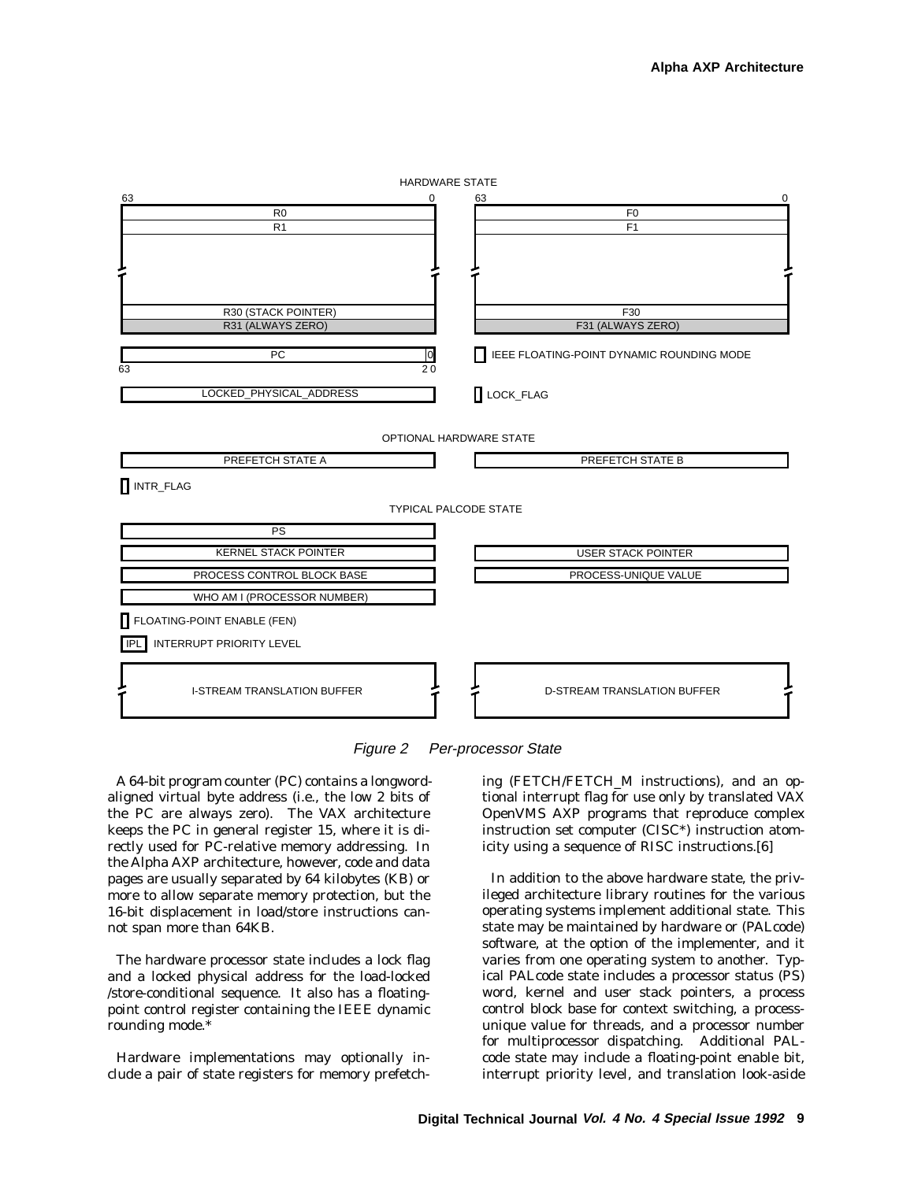Figure 2   Per-processor State

A 64-bit program counter (PC) contains a longword-aligned virtual byte address (i.e., the low 2 bits of the PC are always zero). The VAX architecture keeps the PC in general register 15, where it is directly used for PC-relative memory addressing. In the Alpha AXP architecture, however, code and data pages are usually separated by 64 kilobytes (KB) or more to allow separate memory protection, but the 16-bit displacement in load/store instructions cannot span more than 64KB.

The hardware processor state includes a lock flag and a locked physical address for the load-locked /store-conditional sequence. It also has a floating-point control register containing the IEEE dynamic rounding mode.*

Hardware implementations may optionally include a pair of state registers for memory prefetching (FETCH/FETCH_M instructions), and an optional interrupt flag for use only by translated VAX OpenVMS AXP programs that reproduce complex instruction set computer (CISC*) instruction atomicity using a sequence of RISC instructions.[6]

In addition to the above hardware state, the privileged architecture library routines for the various operating systems implement additional state. This state may be maintained by hardware or (PALcode) software, at the option of the implementer, and it varies from one operating system to another. Typical PALcode state includes a processor status (PS) word, kernel and user stack pointers, a process control block base for context switching, a process-unique value for threads, and a processor number for multiprocessor dispatching. Additional PALcode state may include a floating-point enable bit, interrupt priority level, and translation look-aside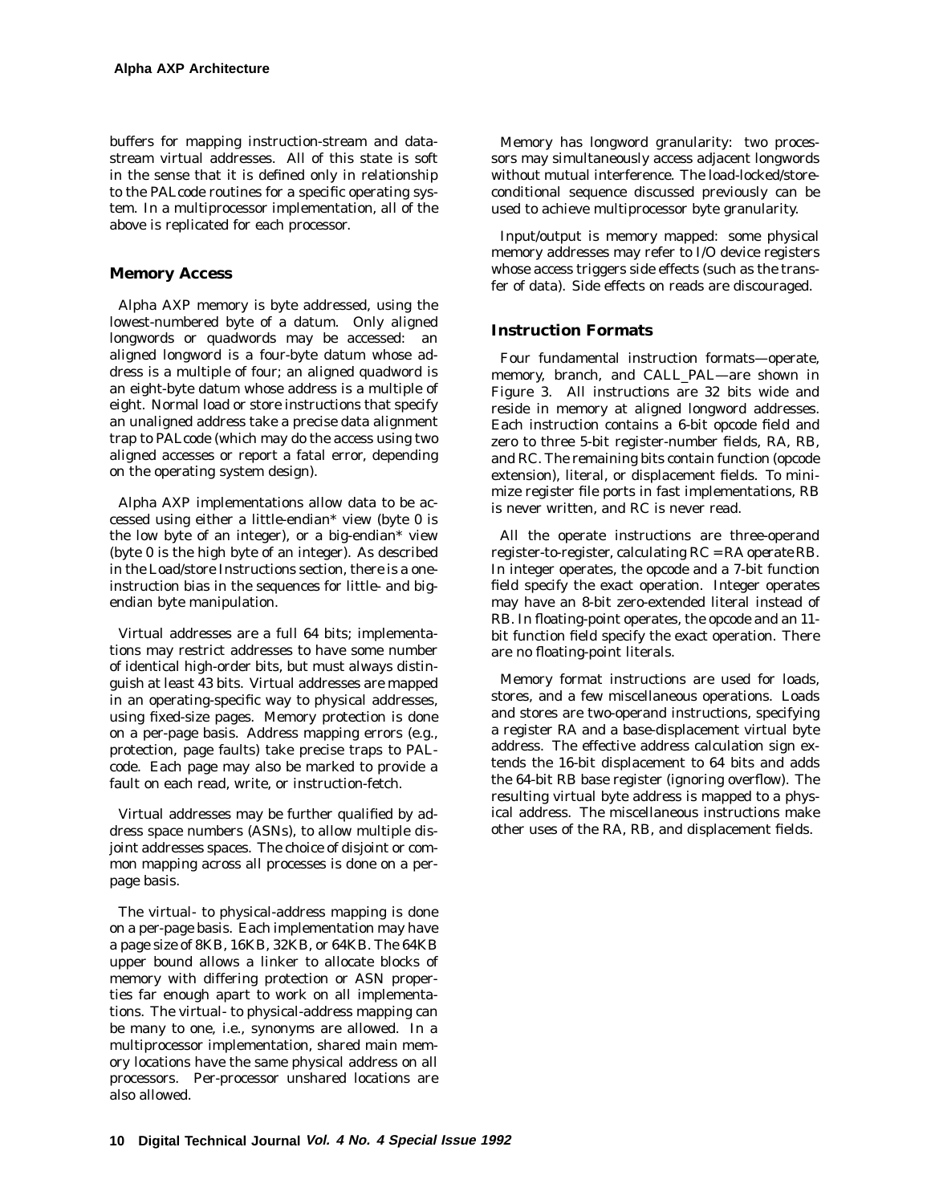buffers for mapping instruction-stream and data-stream virtual addresses. All of this state is soft in the sense that it is defined only in relationship to the PALcode routines for a specific operating system. In a multiprocessor implementation, all of the above is replicated for each processor.

## Memory Access

Alpha AXP memory is byte addressed, using the lowest-numbered byte of a datum. Only aligned longwords or quadwords may be accessed: an aligned longword is a four-byte datum whose address is a multiple of four; an aligned quadword is an eight-byte datum whose address is a multiple of eight. Normal load or store instructions that specify an unaligned address take a precise data alignment trap to PALcode (which may do the access using two aligned accesses or report a fatal error, depending on the operating system design).

Alpha AXP implementations allow data to be accessed using either a little-endian* view (byte 0 is the low byte of an integer), or a big-endian* view (byte 0 is the high byte of an integer). As described in the Load/store Instructions section, there is a one-instruction bias in the sequences for little- and big-endian byte manipulation.

Virtual addresses are a full 64 bits; implementations may restrict addresses to have some number of identical high-order bits, but must always distinguish at least 43 bits. Virtual addresses are mapped in an operating-specific way to physical addresses, using fixed-size pages. Memory protection is done on a per-page basis. Address mapping errors (e.g., protection, page faults) take precise traps to PALcode. Each page may also be marked to provide a fault on each read, write, or instruction-fetch.

Virtual addresses may be further qualified by address space numbers (ASNs), to allow multiple disjoint addresses spaces. The choice of disjoint or common mapping across all processes is done on a per-page basis.

The virtual- to physical-address mapping is done on a per-page basis. Each implementation may have a page size of 8KB, 16KB, 32KB, or 64KB. The 64KB upper bound allows a linker to allocate blocks of memory with differing protection or ASN properties far enough apart to work on all implementations. The virtual- to physical-address mapping can be many to one, i.e., synonyms are allowed. In a multiprocessor implementation, shared main memory locations have the same physical address on all processors. Per-processor unshared locations are also allowed.

Memory has longword granularity: two processors may simultaneously access adjacent longwords without mutual interference. The load-locked/store-conditional sequence discussed previously can be used to achieve multiprocessor byte granularity.

Input/output is memory mapped: some physical memory addresses may refer to I/O device registers whose access triggers side effects (such as the transfer of data). Side effects on reads are discouraged.

## Instruction Formats

Four fundamental instruction formats—operate, memory, branch, and CALL_PAL—are shown in Figure 3. All instructions are 32 bits wide and reside in memory at aligned longword addresses. Each instruction contains a 6-bit opcode field and zero to three 5-bit register-number fields, RA, RB, and RC. The remaining bits contain function (opcode extension), literal, or displacement fields. To minimize register file ports in fast implementations, RB is never written, and RC is never read.

All the operate instructions are three-operand register-to-register, calculating RC = RA *operate* RB. In integer operates, the opcode and a 7-bit function field specify the exact operation. Integer operates may have an 8-bit zero-extended literal instead of RB. In floating-point operates, the opcode and an 11-bit function field specify the exact operation. There are no floating-point literals.

Memory format instructions are used for loads, stores, and a few miscellaneous operations. Loads and stores are two-operand instructions, specifying a register RA and a base-displacement virtual byte address. The effective address calculation sign extends the 16-bit displacement to 64 bits and adds the 64-bit RB base register (ignoring overflow). The resulting virtual byte address is mapped to a physical address. The miscellaneous instructions make other uses of the RA, RB, and displacement fields.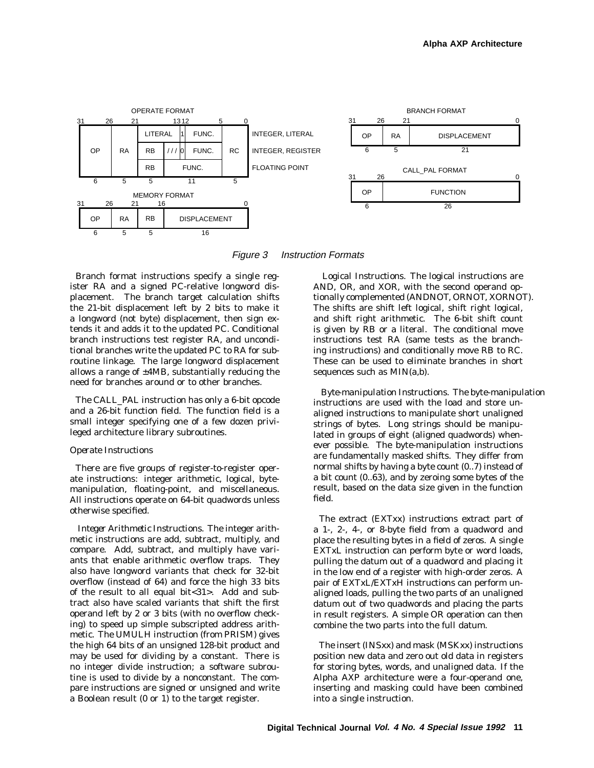Figure 3 Instruction Formats

Branch format instructions specify a single register RA and a signed PC-relative longword displacement. The branch target calculation shifts the 21-bit displacement left by 2 bits to make it a longword (not byte) displacement, then sign extends it and adds it to the updated PC. Conditional branch instructions test register RA, and unconditional branches write the updated PC to RA for subroutine linkage. The large longword displacement allows a range of ±4MB, substantially reducing the need for branches around or to other branches.

The CALL_PAL instruction has only a 6-bit opcode and a 26-bit function field. The function field is a small integer specifying one of a few dozen privileged architecture library subroutines.

*Operate Instructions*

There are five groups of register-to-register operate instructions: integer arithmetic, logical, byte-manipulation, floating-point, and miscellaneous. All instructions operate on 64-bit quadwords unless otherwise specified.

*Integer Arithmetic Instructions.* The integer arithmetic instructions are add, subtract, multiply, and compare. Add, subtract, and multiply have variants that enable arithmetic overflow traps. They also have longword variants that check for 32-bit overflow (instead of 64) and force the high 33 bits of the result to all equal bit<31>. Add and subtract also have scaled variants that shift the first operand left by 2 or 3 bits (with no overflow checking) to speed up simple subscripted address arithmetic. The UMULH instruction (from PRISM) gives the high 64 bits of an unsigned 128-bit product and may be used for dividing by a constant. There is no integer divide instruction; a software subroutine is used to divide by a nonconstant. The compare instructions are signed or unsigned and write a Boolean result (0 or 1) to the target register.

*Logical Instructions.* The logical instructions are AND, OR, and XOR, with the second operand optionally complemented (ANDNOT, ORNOT, XORNOT). The shifts are shift left logical, shift right logical, and shift right arithmetic. The 6-bit shift count is given by RB or a literal. The conditional move instructions test RA (same tests as the branching instructions) and conditionally move RB to RC. These can be used to eliminate branches in short sequences such as MIN(a,b).

*Byte-manipulation Instructions.* The byte-manipulation instructions are used with the load and store unaligned instructions to manipulate short unaligned strings of bytes. Long strings should be manipulated in groups of eight (aligned quadwords) whenever possible. The byte-manipulation instructions are fundamentally masked shifts. They differ from normal shifts by having a byte count (0..7) instead of a bit count (0..63), and by zeroing some bytes of the result, based on the data size given in the function field.

The extract (EXTxx) instructions extract part of a 1-, 2-, 4-, or 8-byte field from a quadword and place the resulting bytes in a field of zeros. A single EXTxL instruction can perform byte or word loads, pulling the datum out of a quadword and placing it in the low end of a register with high-order zeros. A pair of EXTxL/EXTxH instructions can perform unaligned loads, pulling the two parts of an unaligned datum out of two quadwords and placing the parts in result registers. A simple OR operation can then combine the two parts into the full datum.

The insert (INSxx) and mask (MSKxx) instructions position new data and zero out old data in registers for storing bytes, words, and unaligned data. If the Alpha AXP architecture were a four-operand one, inserting and masking could have been combined into a single instruction.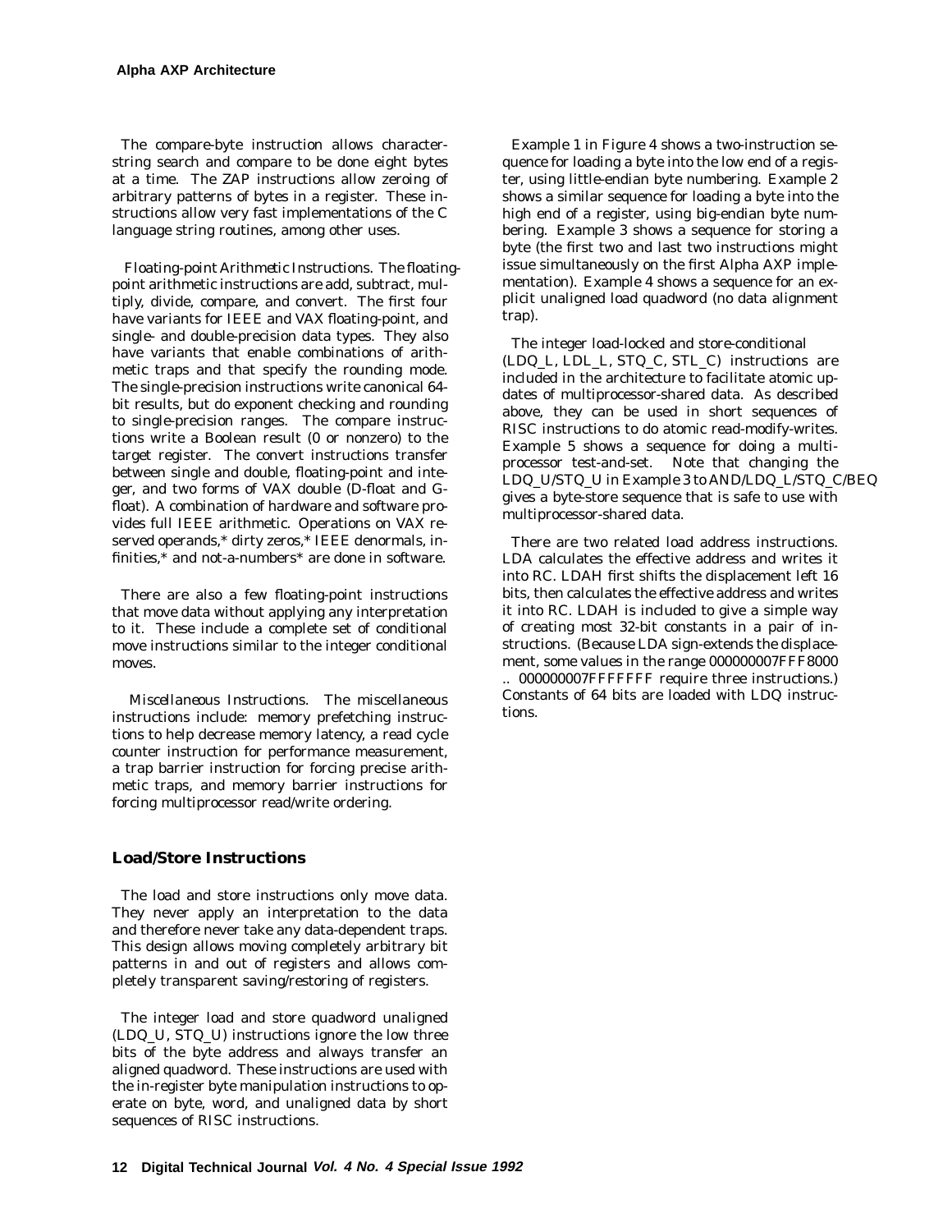The compare-byte instruction allows character-string search and compare to be done eight bytes at a time. The ZAP instructions allow zeroing of arbitrary patterns of bytes in a register. These instructions allow very fast implementations of the C language string routines, among other uses.

*Floating-point Arithmetic Instructions.* The floating-point arithmetic instructions are add, subtract, multiply, divide, compare, and convert. The first four have variants for IEEE and VAX floating-point, and single- and double-precision data types. They also have variants that enable combinations of arithmetic traps and that specify the rounding mode. The single-precision instructions write canonical 64-bit results, but do exponent checking and rounding to single-precision ranges. The compare instructions write a Boolean result (0 or nonzero) to the target register. The convert instructions transfer between single and double, floating-point and integer, and two forms of VAX double (D-float and G-float). A combination of hardware and software provides full IEEE arithmetic. Operations on VAX reserved operands,* dirty zeros,* IEEE denormals, infinities,* and not-a-numbers* are done in software.

There are also a few floating-point instructions that move data without applying any interpretation to it. These include a complete set of conditional move instructions similar to the integer conditional moves.

*Miscellaneous Instructions.* The miscellaneous instructions include: memory prefetching instructions to help decrease memory latency, a read cycle counter instruction for performance measurement, a trap barrier instruction for forcing precise arithmetic traps, and memory barrier instructions for forcing multiprocessor read/write ordering.

## Load/Store Instructions

The load and store instructions only move data. They never apply an interpretation to the data and therefore never take any data-dependent traps. This design allows moving completely arbitrary bit patterns in and out of registers and allows completely transparent saving/restoring of registers.

The integer load and store quadword unaligned (LDQ_U, STQ_U) instructions ignore the low three bits of the byte address and always transfer an aligned quadword. These instructions are used with the in-register byte manipulation instructions to operate on byte, word, and unaligned data by short sequences of RISC instructions.

Example 1 in Figure 4 shows a two-instruction sequence for loading a byte into the low end of a register, using little-endian byte numbering. Example 2 shows a similar sequence for loading a byte into the high end of a register, using big-endian byte numbering. Example 3 shows a sequence for storing a byte (the first two and last two instructions might issue simultaneously on the first Alpha AXP implementation). Example 4 shows a sequence for an explicit unaligned load quadword (no data alignment trap).

The integer load-locked and store-conditional (LDQ_L, LDL_L, STQ_C, STL_C) instructions are included in the architecture to facilitate atomic updates of multiprocessor-shared data. As described above, they can be used in short sequences of RISC instructions to do atomic read-modify-writes. Example 5 shows a sequence for doing a multiprocessor test-and-set. Note that changing the LDQ_U/STQ_U in Example 3 to AND/LDQ_L/STQ_C/BEQ gives a byte-store sequence that is safe to use with multiprocessor-shared data.

There are two related load address instructions. LDA calculates the effective address and writes it into RC. LDAH first shifts the displacement left 16 bits, then calculates the effective address and writes it into RC. LDAH is included to give a simple way of creating most 32-bit constants in a pair of instructions. (Because LDA sign-extends the displacement, some values in the range 000000007FFF8000 .. 000000007FFFFFFF require three instructions.) Constants of 64 bits are loaded with LDQ instructions.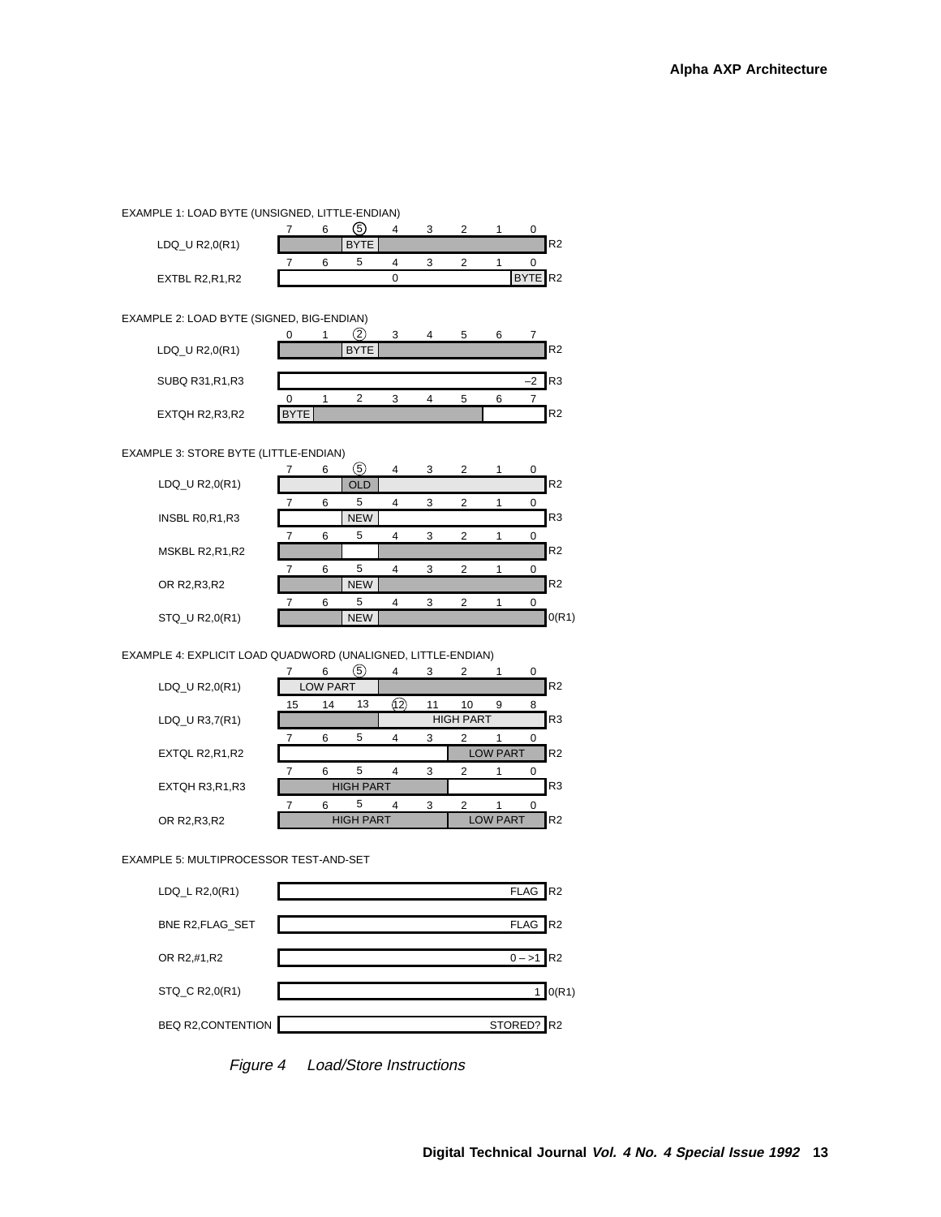EXAMPLE 1: LOAD BYTE (UNSIGNED, LITTLE-ENDIAN)

| Instruction | 7 | 6 | ⑤ | 4 | 3 | 2 | 1 | 0 | Reg |
|---|---|---|---|---|---|---|---|---|---|
| LDQ_U R2,0(R1) | | | BYTE | | | | | | R2 |
| EXTBL R2,R1,R2 | | | | 0 | | | | BYTE | R2 |

EXAMPLE 2: LOAD BYTE (SIGNED, BIG-ENDIAN)

| Instruction | 0 | 1 | ② | 3 | 4 | 5 | 6 | 7 | Reg |
|---|---|---|---|---|---|---|---|---|---|
| LDQ_U R2,0(R1) | | | BYTE | | | | | | R2 |
| SUBQ R31,R1,R3 | | | | | | | | –2 | R3 |
| EXTQH R2,R3,R2 | BYTE | | | | | | | | R2 |

EXAMPLE 3: STORE BYTE (LITTLE-ENDIAN)

| Instruction | 7 | 6 | ⑤ | 4 | 3 | 2 | 1 | 0 | Reg |
|---|---|---|---|---|---|---|---|---|---|
| LDQ_U R2,0(R1) | | | OLD | | | | | | R2 |
| INSBL R0,R1,R3 | | | NEW | | | | | | R3 |
| MSKBL R2,R1,R2 | | | | | | | | | R2 |
| OR R2,R3,R2 | | | NEW | | | | | | R2 |
| STQ_U R2,0(R1) | | | NEW | | | | | | 0(R1) |

EXAMPLE 4: EXPLICIT LOAD QUADWORD (UNALIGNED, LITTLE-ENDIAN)

| Instruction | 7 | 6 | ⑤ | 4 | 3 | 2 | 1 | 0 | Reg |
|---|---|---|---|---|---|---|---|---|---|
| LDQ_U R2,0(R1) | LOW PART | | | | | | | | R2 |
| | 15 | 14 | 13 | ⑫ | 11 | 10 | 9 | 8 | |
| LDQ_U R3,7(R1) | | | | HIGH PART | | | | | R3 |
| | 7 | 6 | 5 | 4 | 3 | 2 | 1 | 0 | |
| EXTQL R2,R1,R2 | | | | | | LOW PART | | | R2 |
| EXTQH R3,R1,R3 | HIGH PART | | | | | | | | R3 |
| OR R2,R3,R2 | HIGH PART | | | | | LOW PART | | | R2 |

EXAMPLE 5: MULTIPROCESSOR TEST-AND-SET

| Instruction | Value | Reg |
|---|---|---|
| LDQ_L R2,0(R1) | FLAG | R2 |
| BNE R2,FLAG_SET | FLAG | R2 |
| OR R2,#1,R2 | 0 – >1 | R2 |
| STQ_C R2,0(R1) | 1 | 0(R1) |
| BEQ R2,CONTENTION | STORED? | R2 |

*Figure 4 Load/Store Instructions*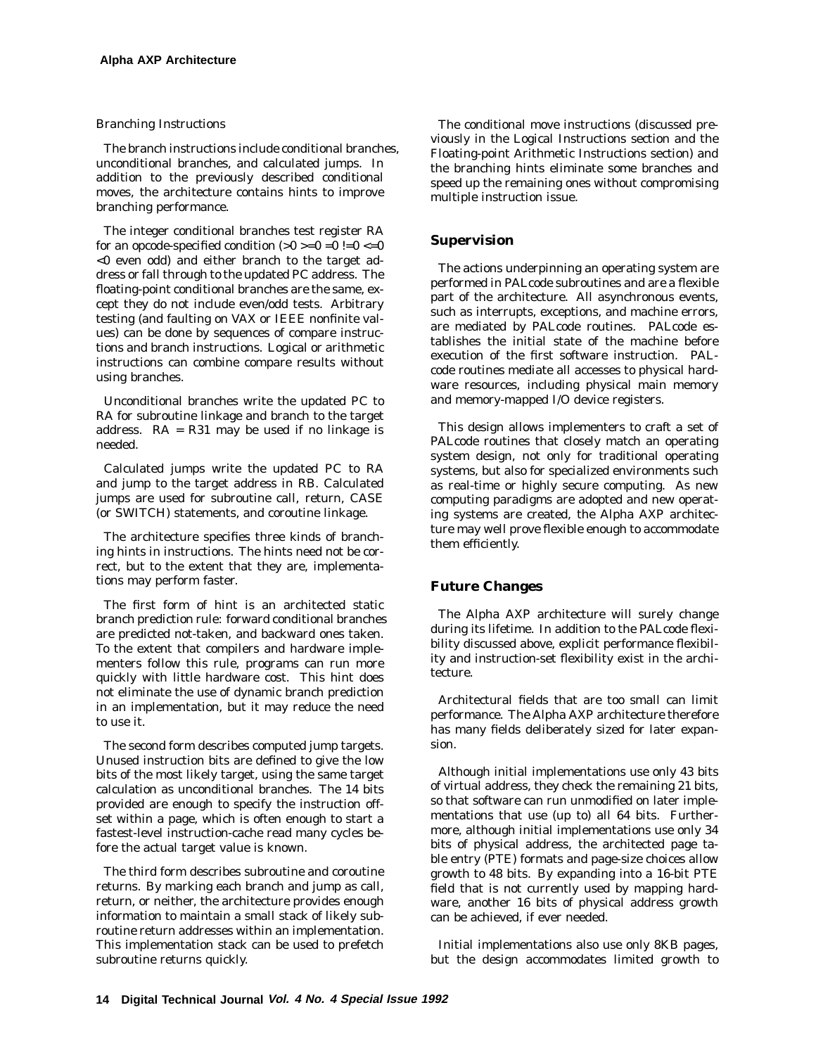### Branching Instructions

The branch instructions include conditional branches, unconditional branches, and calculated jumps. In addition to the previously described conditional moves, the architecture contains hints to improve branching performance.

The integer conditional branches test register RA for an opcode-specified condition (>0 >=0 =0 !=0 <=0 <0 even odd) and either branch to the target address or fall through to the updated PC address. The floating-point conditional branches are the same, except they do not include even/odd tests. Arbitrary testing (and faulting on VAX or IEEE nonfinite values) can be done by sequences of compare instructions and branch instructions. Logical or arithmetic instructions can combine compare results without using branches.

Unconditional branches write the updated PC to RA for subroutine linkage and branch to the target address. RA = R31 may be used if no linkage is needed.

Calculated jumps write the updated PC to RA and jump to the target address in RB. Calculated jumps are used for subroutine call, return, CASE (or SWITCH) statements, and coroutine linkage.

The architecture specifies three kinds of branching hints in instructions. The hints need not be correct, but to the extent that they are, implementations may perform faster.

The first form of hint is an architected static branch prediction rule: forward conditional branches are predicted not-taken, and backward ones taken. To the extent that compilers and hardware implementers follow this rule, programs can run more quickly with little hardware cost. This hint does not eliminate the use of dynamic branch prediction in an implementation, but it may reduce the need to use it.

The second form describes computed jump targets. Unused instruction bits are defined to give the low bits of the most likely target, using the same target calculation as unconditional branches. The 14 bits provided are enough to specify the instruction offset within a page, which is often enough to start a fastest-level instruction-cache read many cycles before the actual target value is known.

The third form describes subroutine and coroutine returns. By marking each branch and jump as call, return, or neither, the architecture provides enough information to maintain a small stack of likely subroutine return addresses within an implementation. This implementation stack can be used to prefetch subroutine returns quickly.

The conditional move instructions (discussed previously in the Logical Instructions section and the Floating-point Arithmetic Instructions section) and the branching hints eliminate some branches and speed up the remaining ones without compromising multiple instruction issue.

## Supervision

The actions underpinning an operating system are performed in PALcode subroutines and are a flexible part of the architecture. All asynchronous events, such as interrupts, exceptions, and machine errors, are mediated by PALcode routines. PALcode establishes the initial state of the machine before execution of the first software instruction. PALcode routines mediate all accesses to physical hardware resources, including physical main memory and memory-mapped I/O device registers.

This design allows implementers to craft a set of PALcode routines that closely match an operating system design, not only for traditional operating systems, but also for specialized environments such as real-time or highly secure computing. As new computing paradigms are adopted and new operating systems are created, the Alpha AXP architecture may well prove flexible enough to accommodate them efficiently.

## Future Changes

The Alpha AXP architecture will surely change during its lifetime. In addition to the PALcode flexibility discussed above, explicit performance flexibility and instruction-set flexibility exist in the architecture.

Architectural fields that are too small can limit performance. The Alpha AXP architecture therefore has many fields deliberately sized for later expansion.

Although initial implementations use only 43 bits of virtual address, they check the remaining 21 bits, so that software can run unmodified on later implementations that use (up to) all 64 bits. Furthermore, although initial implementations use only 34 bits of physical address, the architected page table entry (PTE) formats and page-size choices allow growth to 48 bits. By expanding into a 16-bit PTE field that is not currently used by mapping hardware, another 16 bits of physical address growth can be achieved, if ever needed.

Initial implementations also use only 8KB pages, but the design accommodates limited growth to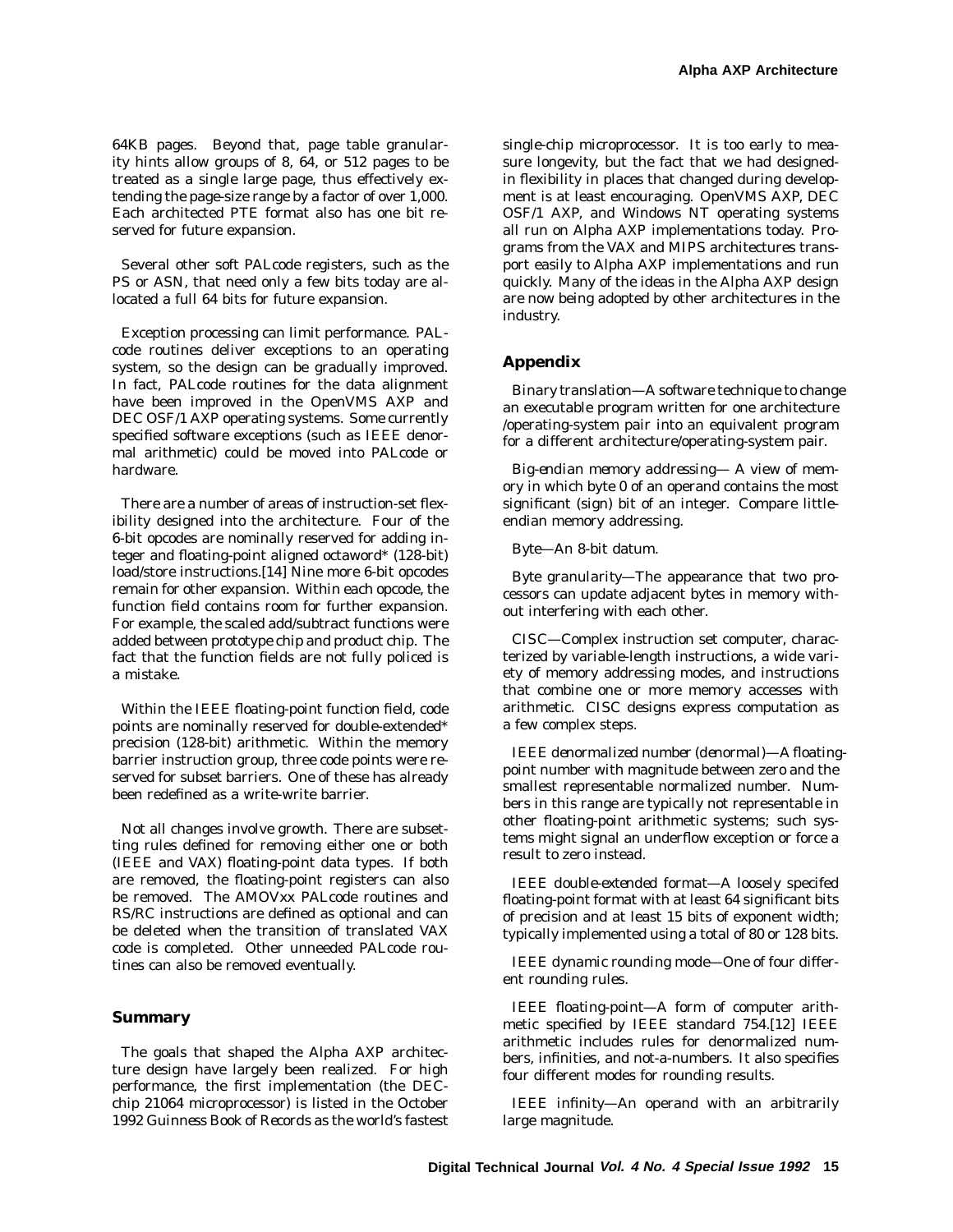64KB pages. Beyond that, page table granularity hints allow groups of 8, 64, or 512 pages to be treated as a single large page, thus effectively extending the page-size range by a factor of over 1,000. Each architected PTE format also has one bit reserved for future expansion.

Several other soft PALcode registers, such as the PS or ASN, that need only a few bits today are allocated a full 64 bits for future expansion.

Exception processing can limit performance. PALcode routines deliver exceptions to an operating system, so the design can be gradually improved. In fact, PALcode routines for the data alignment have been improved in the OpenVMS AXP and DEC OSF/1 AXP operating systems. Some currently specified software exceptions (such as IEEE denormal arithmetic) could be moved into PALcode or hardware.

There are a number of areas of instruction-set flexibility designed into the architecture. Four of the 6-bit opcodes are nominally reserved for adding integer and floating-point aligned octaword* (128-bit) load/store instructions.[14] Nine more 6-bit opcodes remain for other expansion. Within each opcode, the function field contains room for further expansion. For example, the scaled add/subtract functions were added between prototype chip and product chip. The fact that the function fields are not fully policed is a mistake.

Within the IEEE floating-point function field, code points are nominally reserved for double-extended* precision (128-bit) arithmetic. Within the memory barrier instruction group, three code points were reserved for subset barriers. One of these has already been redefined as a write-write barrier.

Not all changes involve growth. There are subsetting rules defined for removing either one or both (IEEE and VAX) floating-point data types. If both are removed, the floating-point registers can also be removed. The AMOVxx PALcode routines and RS/RC instructions are defined as optional and can be deleted when the transition of translated VAX code is completed. Other unneeded PALcode routines can also be removed eventually.

## Summary

The goals that shaped the Alpha AXP architecture design have largely been realized. For high performance, the first implementation (the DECchip 21064 microprocessor) is listed in the October 1992 Guinness Book of Records as the world's fastest single-chip microprocessor. It is too early to measure longevity, but the fact that we had designed-in flexibility in places that changed during development is at least encouraging. OpenVMS AXP, DEC OSF/1 AXP, and Windows NT operating systems all run on Alpha AXP implementations today. Programs from the VAX and MIPS architectures transport easily to Alpha AXP implementations and run quickly. Many of the ideas in the Alpha AXP design are now being adopted by other architectures in the industry.

## Appendix

*Binary translation*—A software technique to change an executable program written for one architecture /operating-system pair into an equivalent program for a different architecture/operating-system pair.

*Big-endian memory addressing*— A view of memory in which byte 0 of an operand contains the most significant (sign) bit of an integer. Compare little-endian memory addressing.

*Byte*—An 8-bit datum.

*Byte granularity*—The appearance that two processors can update adjacent bytes in memory without interfering with each other.

*CISC*—Complex instruction set computer, characterized by variable-length instructions, a wide variety of memory addressing modes, and instructions that combine one or more memory accesses with arithmetic. CISC designs express computation as a few complex steps.

*IEEE denormalized number (denormal)*—A floating-point number with magnitude between zero and the smallest representable normalized number. Numbers in this range are typically not representable in other floating-point arithmetic systems; such systems might signal an underflow exception or force a result to zero instead.

*IEEE double-extended format*—A loosely specifed floating-point format with at least 64 significant bits of precision and at least 15 bits of exponent width; typically implemented using a total of 80 or 128 bits.

*IEEE dynamic rounding mode*—One of four different rounding rules.

*IEEE floating-point*—A form of computer arithmetic specified by IEEE standard 754.[12] IEEE arithmetic includes rules for denormalized numbers, infinities, and not-a-numbers. It also specifies four different modes for rounding results.

*IEEE infinity*—An operand with an arbitrarily large magnitude.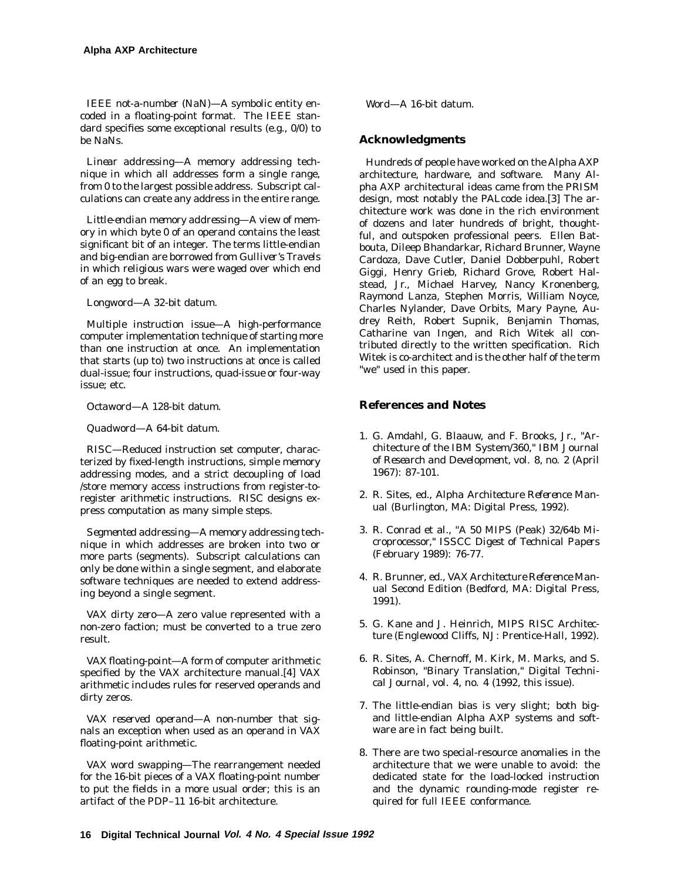*IEEE not-a-number (NaN)*—A symbolic entity encoded in a floating-point format. The IEEE standard specifies some exceptional results (e.g., 0/0) to be NaNs.

*Linear addressing*—A memory addressing technique in which all addresses form a single range, from 0 to the largest possible address. Subscript calculations can create any address in the entire range.

*Little-endian memory addressing*—A view of memory in which byte 0 of an operand contains the least significant bit of an integer. The terms little-endian and big-endian are borrowed from *Gulliver's Travels* in which religious wars were waged over which end of an egg to break.

*Longword*—A 32-bit datum.

*Multiple instruction issue*—A high-performance computer implementation technique of starting more than one instruction at once. An implementation that starts (up to) two instructions at once is called dual-issue; four instructions, quad-issue or four-way issue; etc.

*Octaword*—A 128-bit datum.

*Quadword*—A 64-bit datum.

*RISC*—Reduced instruction set computer, characterized by fixed-length instructions, simple memory addressing modes, and a strict decoupling of load /store memory access instructions from register-to-register arithmetic instructions. RISC designs express computation as many simple steps.

*Segmented addressing*—A memory addressing technique in which addresses are broken into two or more parts (segments). Subscript calculations can only be done within a single segment, and elaborate software techniques are needed to extend addressing beyond a single segment.

*VAX dirty zero*—A zero value represented with a non-zero faction; must be converted to a true zero result.

*VAX floating-point*—A form of computer arithmetic specified by the VAX architecture manual.[4] VAX arithmetic includes rules for reserved operands and dirty zeros.

*VAX reserved operand*—A non-number that signals an exception when used as an operand in VAX floating-point arithmetic.

*VAX word swapping*—The rearrangement needed for the 16-bit pieces of a VAX floating-point number to put the fields in a more usual order; this is an artifact of the PDP–11 16-bit architecture.

*Word*—A 16-bit datum.

## Acknowledgments

Hundreds of people have worked on the Alpha AXP architecture, hardware, and software. Many Alpha AXP architectural ideas came from the PRISM design, most notably the PALcode idea.[3] The architecture work was done in the rich environment of dozens and later hundreds of bright, thoughtful, and outspoken professional peers. Ellen Batbouta, Dileep Bhandarkar, Richard Brunner, Wayne Cardoza, Dave Cutler, Daniel Dobberpuhl, Robert Giggi, Henry Grieb, Richard Grove, Robert Halstead, Jr., Michael Harvey, Nancy Kronenberg, Raymond Lanza, Stephen Morris, William Noyce, Charles Nylander, Dave Orbits, Mary Payne, Audrey Reith, Robert Supnik, Benjamin Thomas, Catharine van Ingen, and Rich Witek all contributed directly to the written specification. Rich Witek is co-architect and is the other half of the term "we" used in this paper.

## References and Notes

1. G. Amdahl, G. Blaauw, and F. Brooks, Jr., "Architecture of the IBM System/360," *IBM Journal of Research and Development*, vol. 8, no. 2 (April 1967): 87-101.

2. R. Sites, ed., *Alpha Architecture Reference Manual* (Burlington, MA: Digital Press, 1992).

3. R. Conrad et al., "A 50 MIPS (Peak) 32/64b Microprocessor," *ISSCC Digest of Technical Papers* (February 1989): 76-77.

4. R. Brunner, ed., *VAX Architecture Reference Manual Second Edition* (Bedford, MA: Digital Press, 1991).

5. G. Kane and J. Heinrich, *MIPS RISC Architecture* (Englewood Cliffs, NJ: Prentice-Hall, 1992).

6. R. Sites, A. Chernoff, M. Kirk, M. Marks, and S. Robinson, "Binary Translation," *Digital Technical Journal*, vol. 4, no. 4 (1992, this issue).

7. The little-endian bias is very slight; both big- and little-endian Alpha AXP systems and software are in fact being built.

8. There are two special-resource anomalies in the architecture that we were unable to avoid: the dedicated state for the load-locked instruction and the dynamic rounding-mode register required for full IEEE conformance.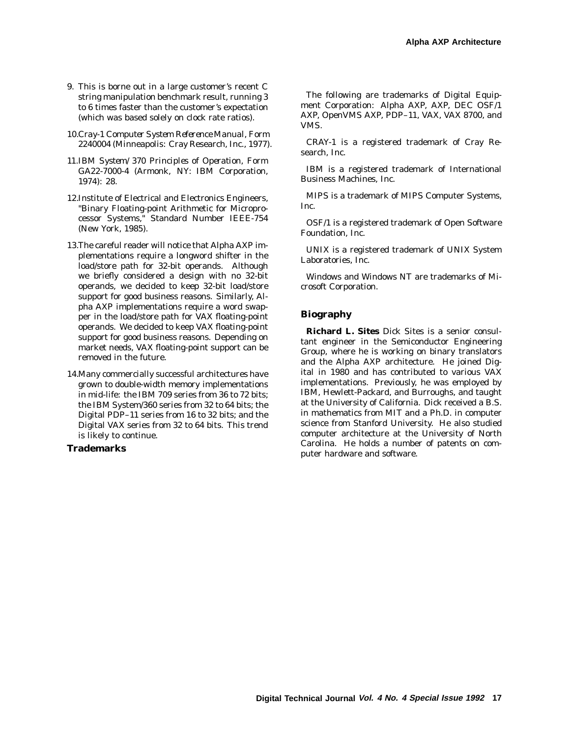9. This is borne out in a large customer's recent C string manipulation benchmark result, running 3 to 6 times faster than the customer's expectation (which was based solely on clock rate ratios).

10. *Cray-1 Computer System Reference Manual*, Form 2240004 (Minneapolis: Cray Research, Inc., 1977).

11. *IBM System/370 Principles of Operation*, Form GA22-7000-4 (Armonk, NY: IBM Corporation, 1974): 28.

12. Institute of Electrical and Electronics Engineers, "Binary Floating-point Arithmetic for Microprocessor Systems," Standard Number IEEE-754 (New York, 1985).

13. The careful reader will notice that Alpha AXP implementations require a longword shifter in the load/store path for 32-bit operands. Although we briefly considered a design with no 32-bit operands, we decided to keep 32-bit load/store support for good business reasons. Similarly, Alpha AXP implementations require a word swapper in the load/store path for VAX floating-point operands. We decided to keep VAX floating-point support for good business reasons. Depending on market needs, VAX floating-point support can be removed in the future.

14. Many commercially successful architectures have grown to double-width memory implementations in mid-life: the IBM 709 series from 36 to 72 bits; the IBM System/360 series from 32 to 64 bits; the Digital PDP–11 series from 16 to 32 bits; and the Digital VAX series from 32 to 64 bits. This trend is likely to continue.

## Trademarks

The following are trademarks of Digital Equipment Corporation: Alpha AXP, AXP, DEC OSF/1 AXP, OpenVMS AXP, PDP–11, VAX, VAX 8700, and VMS.

CRAY-1 is a registered trademark of Cray Research, Inc.

IBM is a registered trademark of International Business Machines, Inc.

MIPS is a trademark of MIPS Computer Systems, Inc.

OSF/1 is a registered trademark of Open Software Foundation, Inc.

UNIX is a registered trademark of UNIX System Laboratories, Inc.

Windows and Windows NT are trademarks of Microsoft Corporation.

## Biography

**Richard L. Sites** Dick Sites is a senior consultant engineer in the Semiconductor Engineering Group, where he is working on binary translators and the Alpha AXP architecture. He joined Digital in 1980 and has contributed to various VAX implementations. Previously, he was employed by IBM, Hewlett-Packard, and Burroughs, and taught at the University of California. Dick received a B.S. in mathematics from MIT and a Ph.D. in computer science from Stanford University. He also studied computer architecture at the University of North Carolina. He holds a number of patents on computer hardware and software.